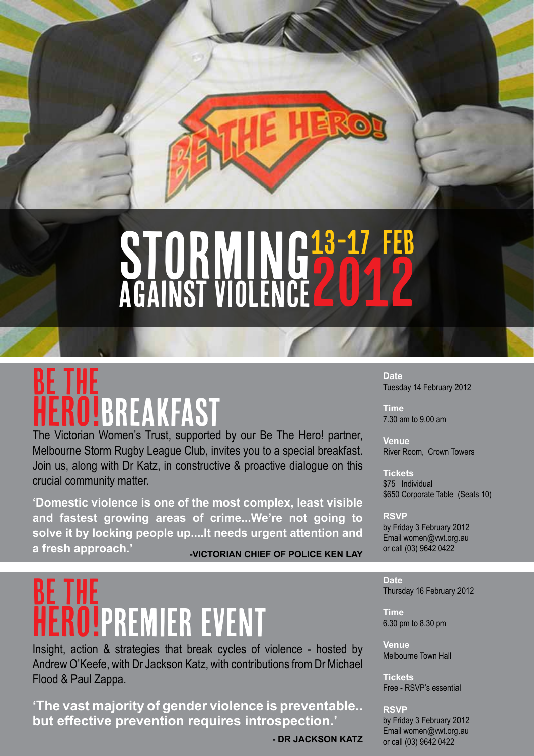# STORMING AGAINST VIOLENCE 13-17 FEB 2012

## BE THE HERO! BREAKFAST

The Victorian Women's Trust, supported by our Be The Hero! partner, Melbourne Storm Rugby League Club, invites you to a special breakfast. Join us, along with Dr Katz, in constructive & proactive dialogue on this crucial community matter.

**'Domestic violence is one of the most complex, least visible and fastest growing areas of crime...We're not going to solve it by locking people up....It needs urgent attention and a fresh approach.'**

**-VICTORIAN CHIEF OF POLICE KEN LAY**

**Date**
Tuesday 14 February 2012

**Time**
7.30 am to 9.00 am

**Venue**
River Room, Crown Towers

**Tickets**
$75 Individual
$650 Corporate Table (Seats 10)

**RSVP**
by Friday 3 February 2012
Email women@vwt.org.au
or call (03) 9642 0422

## BE THE HERO! PREMIER EVENT

Insight, action & strategies that break cycles of violence - hosted by Andrew O'Keefe, with Dr Jackson Katz, with contributions from Dr Michael Flood & Paul Zappa.

**'The vast majority of gender violence is preventable.. but effective prevention requires introspection.'**

**- DR JACKSON KATZ**

**Date**
Thursday 16 February 2012

**Time**
6.30 pm to 8.30 pm

**Venue**
Melbourne Town Hall

**Tickets**
Free - RSVP's essential

**RSVP**
by Friday 3 February 2012
Email women@vwt.org.au
or call (03) 9642 0422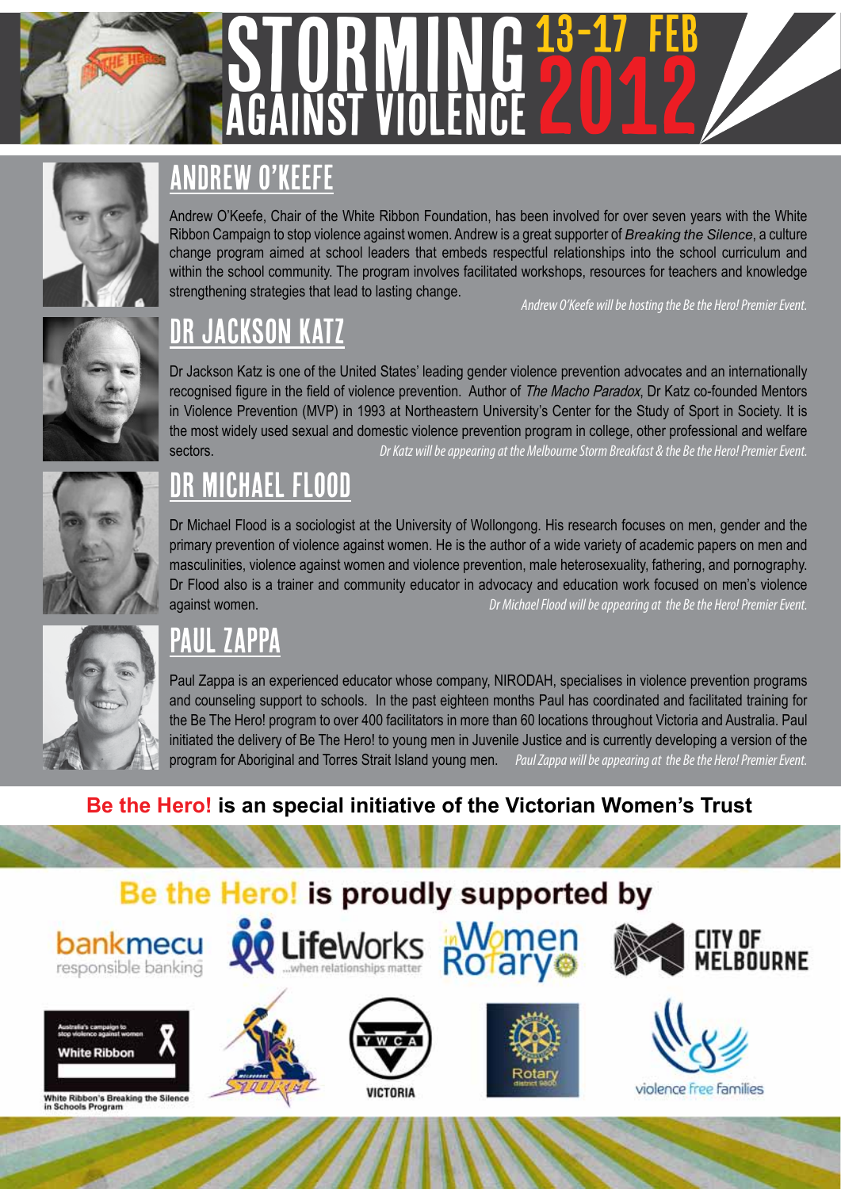# STORMING AGAINST VIOLENCE 13-17 FEB 2012

## ANDREW O'KEEFE

Andrew O'Keefe, Chair of the White Ribbon Foundation, has been involved for over seven years with the White Ribbon Campaign to stop violence against women. Andrew is a great supporter of *Breaking the Silence*, a culture change program aimed at school leaders that embeds respectful relationships into the school curriculum and within the school community. The program involves facilitated workshops, resources for teachers and knowledge strengthening strategies that lead to lasting change.

*Andrew O'Keefe will be hosting the Be the Hero! Premier Event.*

## DR JACKSON KATZ

Dr Jackson Katz is one of the United States' leading gender violence prevention advocates and an internationally recognised figure in the field of violence prevention. Author of *The Macho Paradox*, Dr Katz co-founded Mentors in Violence Prevention (MVP) in 1993 at Northeastern University's Center for the Study of Sport in Society. It is the most widely used sexual and domestic violence prevention program in college, other professional and welfare sectors.

*Dr Katz will be appearing at the Melbourne Storm Breakfast & the Be the Hero! Premier Event.*

## DR MICHAEL FLOOD

Dr Michael Flood is a sociologist at the University of Wollongong. His research focuses on men, gender and the primary prevention of violence against women. He is the author of a wide variety of academic papers on men and masculinities, violence against women and violence prevention, male heterosexuality, fathering, and pornography. Dr Flood also is a trainer and community educator in advocacy and education work focused on men's violence against women.

*Dr Michael Flood will be appearing at the Be the Hero! Premier Event.*

## PAUL ZAPPA

Paul Zappa is an experienced educator whose company, NIRODAH, specialises in violence prevention programs and counseling support to schools. In the past eighteen months Paul has coordinated and facilitated training for the Be The Hero! program to over 400 facilitators in more than 60 locations throughout Victoria and Australia. Paul initiated the delivery of Be The Hero! to young men in Juvenile Justice and is currently developing a version of the program for Aboriginal and Torres Strait Island young men.

*Paul Zappa will be appearing at the Be the Hero! Premier Event.*

**Be the Hero! is an special initiative of the Victorian Women's Trust**

## Be the Hero! is proudly supported by

bankmecu responsible banking

LifeWorks ...when relationships matter

Women in Rotary

CITY OF MELBOURNE

White Ribbon — Australia's campaign to stop violence against women — White Ribbon's Breaking the Silence in Schools Program

Melbourne Storm

YWCA VICTORIA

Rotary district 9800

violence free families